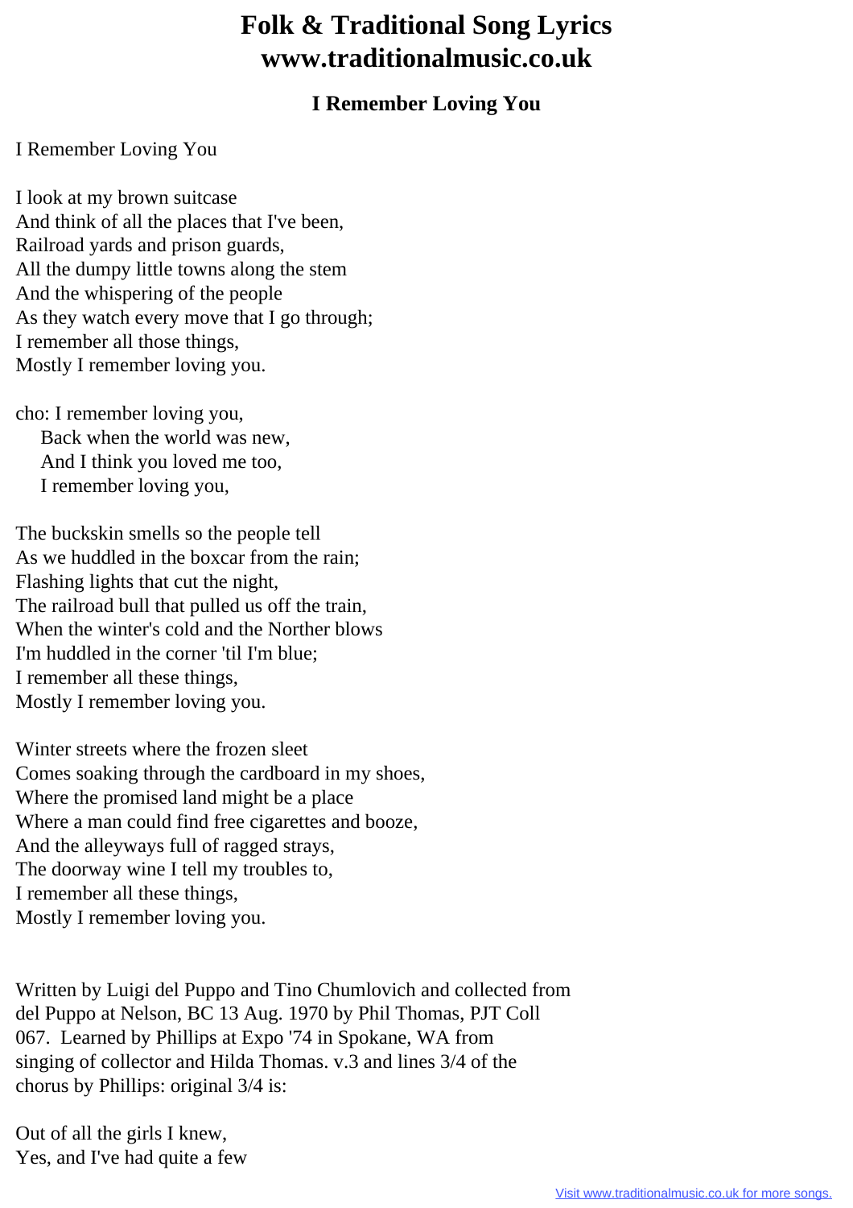# Folk & Traditional Song Lyrics
# www.traditionalmusic.co.uk

## I Remember Loving You

I Remember Loving You

I look at my brown suitcase
And think of all the places that I've been,
Railroad yards and prison guards,
All the dumpy little towns along the stem
And the whispering of the people
As they watch every move that I go through;
I remember all those things,
Mostly I remember loving you.

cho: I remember loving you,
  Back when the world was new,
  And I think you loved me too,
  I remember loving you,

The buckskin smells so the people tell
As we huddled in the boxcar from the rain;
Flashing lights that cut the night,
The railroad bull that pulled us off the train,
When the winter's cold and the Norther blows
I'm huddled in the corner 'til I'm blue;
I remember all these things,
Mostly I remember loving you.

Winter streets where the frozen sleet
Comes soaking through the cardboard in my shoes,
Where the promised land might be a place
Where a man could find free cigarettes and booze,
And the alleyways full of ragged strays,
The doorway wine I tell my troubles to,
I remember all these things,
Mostly I remember loving you.

Written by Luigi del Puppo and Tino Chumlovich and collected from del Puppo at Nelson, BC 13 Aug. 1970 by Phil Thomas, PJT Coll 067. Learned by Phillips at Expo '74 in Spokane, WA from singing of collector and Hilda Thomas. v.3 and lines 3/4 of the chorus by Phillips: original 3/4 is:

Out of all the girls I knew,
Yes, and I've had quite a few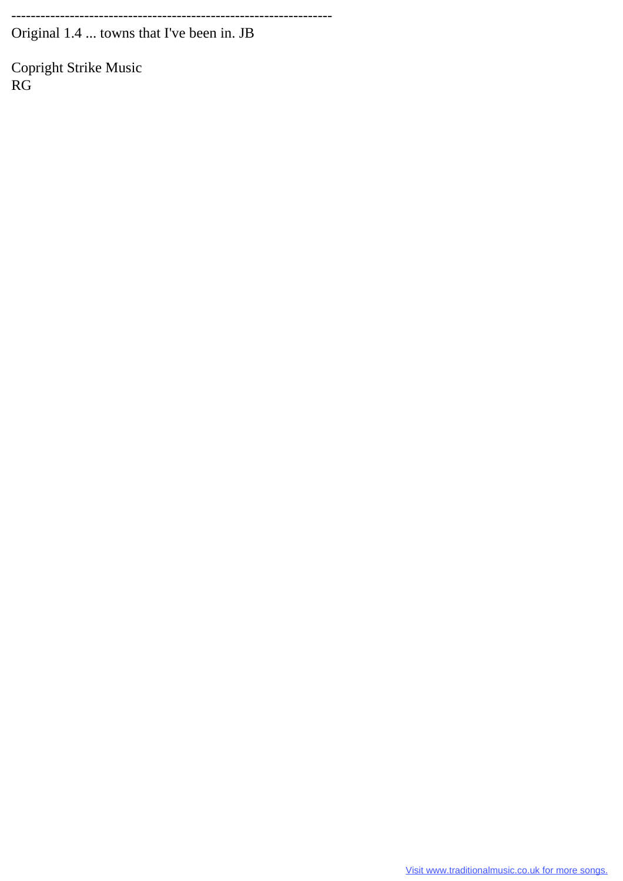-----------------------------------------------------------------

Original 1.4 ... towns that I've been in. JB

Copright Strike Music
RG